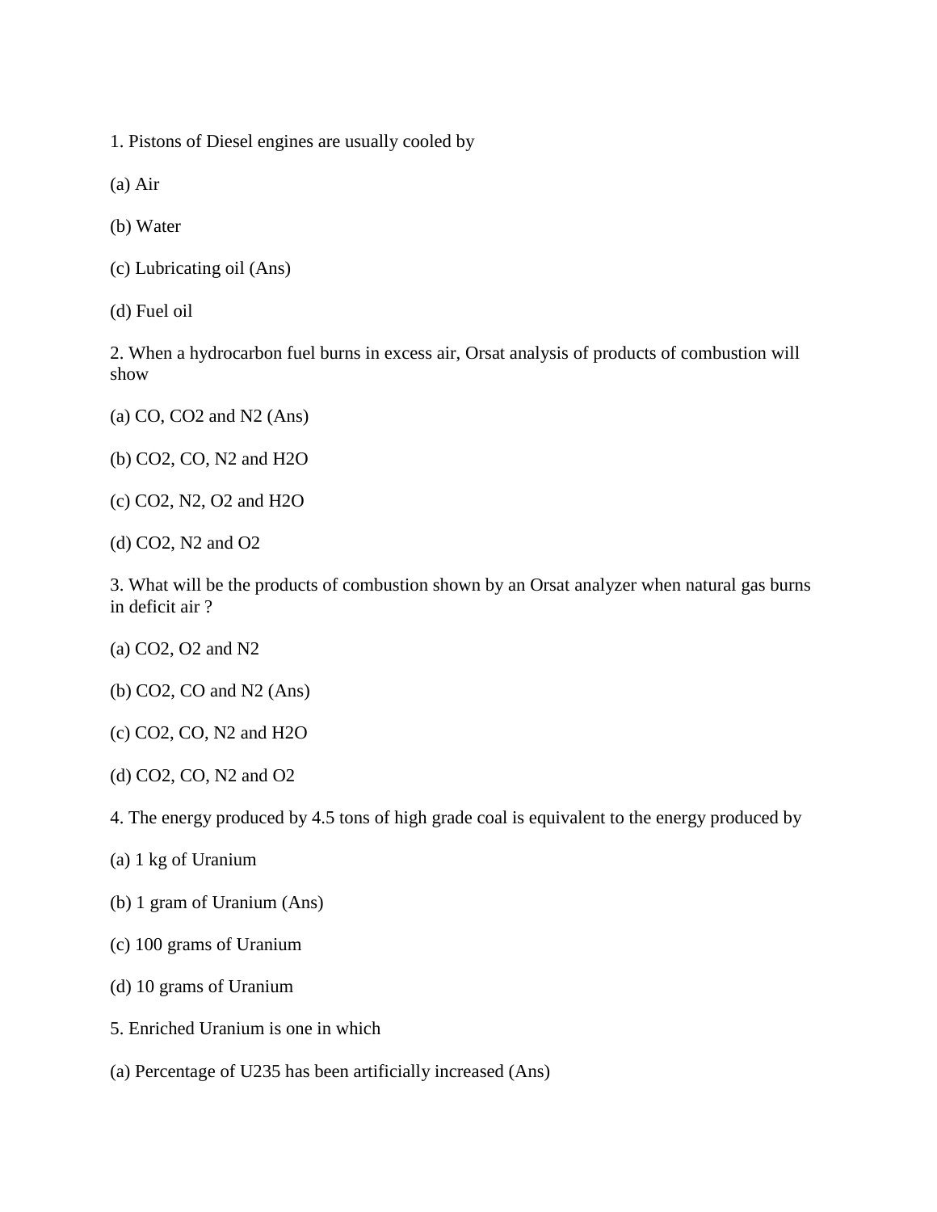1. Pistons of Diesel engines are usually cooled by

(a) Air

(b) Water

(c) Lubricating oil (Ans)

(d) Fuel oil

2. When a hydrocarbon fuel burns in excess air, Orsat analysis of products of combustion will show

(a) CO, $CO_2$ and $N_2$ (Ans)

(b) $CO_2$, CO, $N_2$ and $H_2O$

(c) $CO_2$, $N_2$, $O_2$ and $H_2O$

(d) $CO_2$, $N_2$ and $O_2$

3. What will be the products of combustion shown by an Orsat analyzer when natural gas burns in deficit air ?

(a) $CO_2$, $O_2$ and $N_2$

(b) $CO_2$, CO and $N_2$ (Ans)

(c) $CO_2$, CO, $N_2$ and $H_2O$

(d) $CO_2$, CO, $N_2$ and $O_2$

4. The energy produced by 4.5 tons of high grade coal is equivalent to the energy produced by

(a) 1 kg of Uranium

(b) 1 gram of Uranium (Ans)

(c) 100 grams of Uranium

(d) 10 grams of Uranium

5. Enriched Uranium is one in which

(a) Percentage of U235 has been artificially increased (Ans)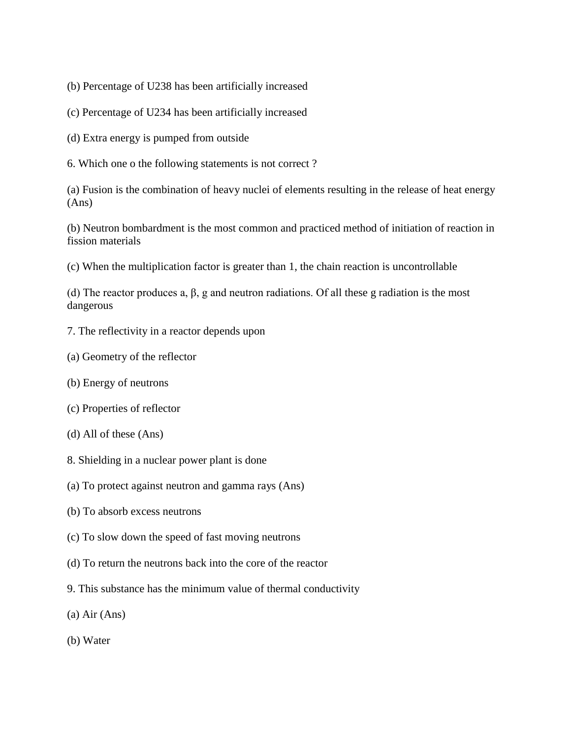(b) Percentage of U238 has been artificially increased

(c) Percentage of U234 has been artificially increased

(d) Extra energy is pumped from outside

6. Which one o the following statements is not correct ?

(a) Fusion is the combination of heavy nuclei of elements resulting in the release of heat energy (Ans)

(b) Neutron bombardment is the most common and practiced method of initiation of reaction in fission materials

(c) When the multiplication factor is greater than 1, the chain reaction is uncontrollable

(d) The reactor produces a, β, g and neutron radiations. Of all these g radiation is the most dangerous

7. The reflectivity in a reactor depends upon

(a) Geometry of the reflector

(b) Energy of neutrons

(c) Properties of reflector

(d) All of these (Ans)

8. Shielding in a nuclear power plant is done

(a) To protect against neutron and gamma rays (Ans)

(b) To absorb excess neutrons

(c) To slow down the speed of fast moving neutrons

(d) To return the neutrons back into the core of the reactor

9. This substance has the minimum value of thermal conductivity

(a) Air (Ans)

(b) Water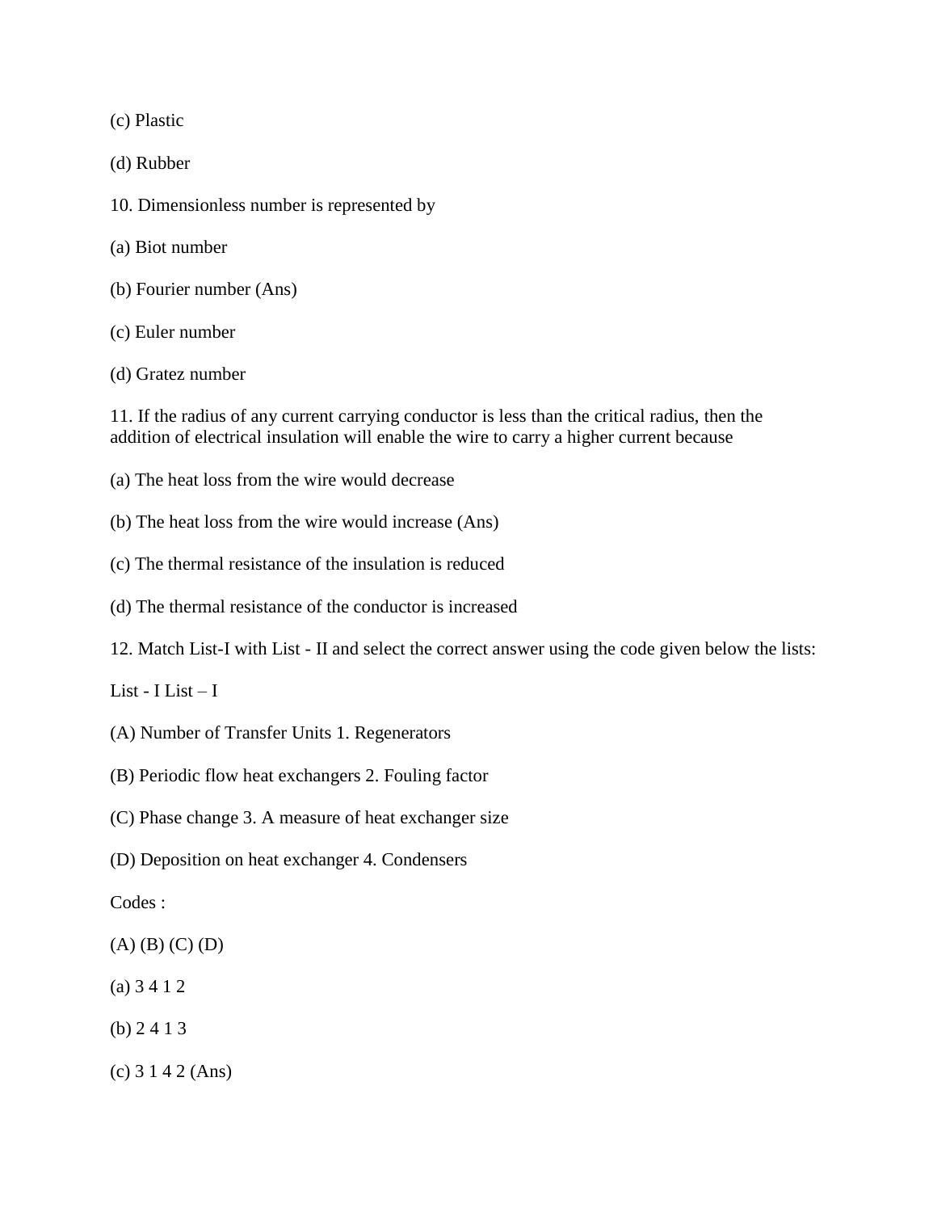(c) Plastic

(d) Rubber

10. Dimensionless number is represented by

(a) Biot number

(b) Fourier number (Ans)

(c) Euler number

(d) Gratez number

11. If the radius of any current carrying conductor is less than the critical radius, then the addition of electrical insulation will enable the wire to carry a higher current because

(a) The heat loss from the wire would decrease

(b) The heat loss from the wire would increase (Ans)

(c) The thermal resistance of the insulation is reduced

(d) The thermal resistance of the conductor is increased

12. Match List-I with List - II and select the correct answer using the code given below the lists:

List - I List – I

(A) Number of Transfer Units 1. Regenerators

(B) Periodic flow heat exchangers 2. Fouling factor

(C) Phase change 3. A measure of heat exchanger size

(D) Deposition on heat exchanger 4. Condensers

Codes :

(A) (B) (C) (D)

(a) 3 4 1 2

(b) 2 4 1 3

(c) 3 1 4 2 (Ans)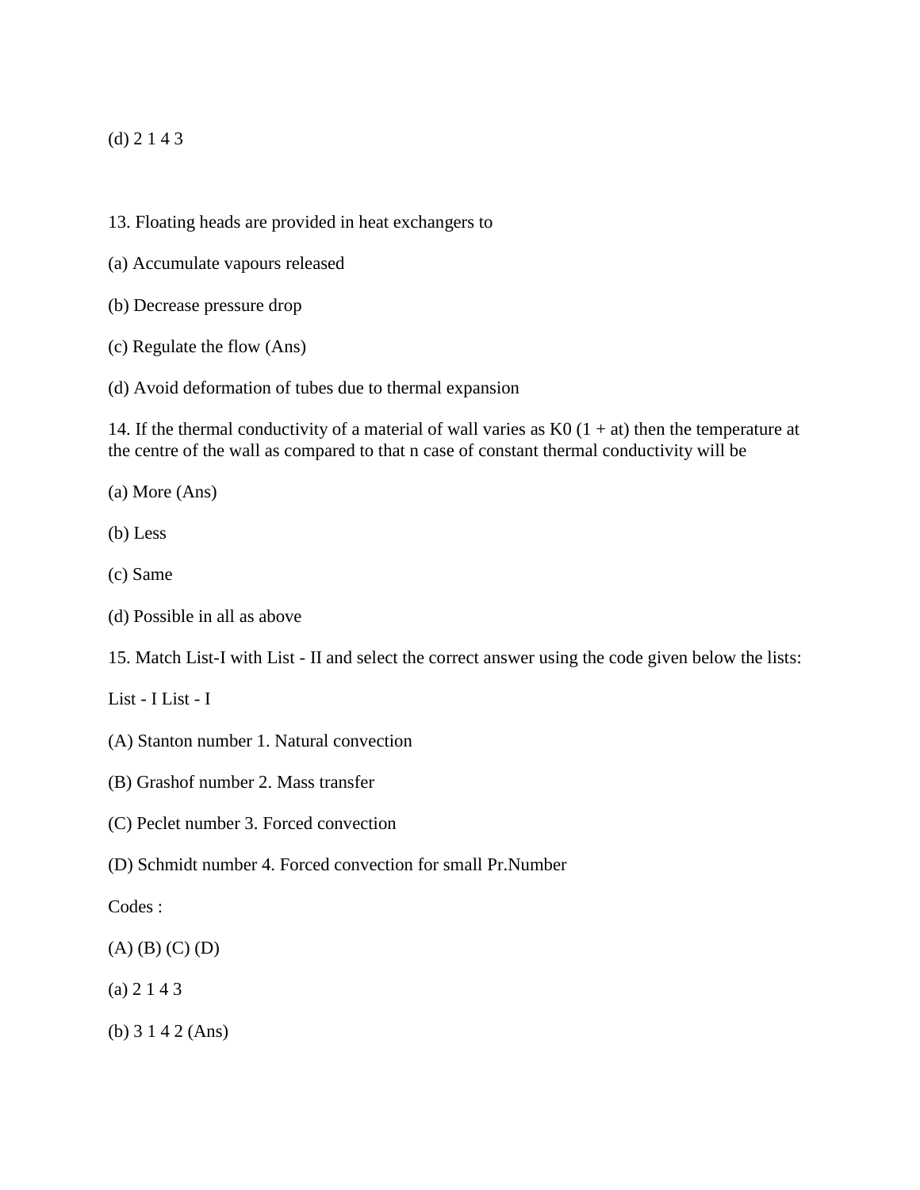(d) 2 1 4 3

13. Floating heads are provided in heat exchangers to

(a) Accumulate vapours released

(b) Decrease pressure drop

(c) Regulate the flow (Ans)

(d) Avoid deformation of tubes due to thermal expansion

14. If the thermal conductivity of a material of wall varies as $K_0 (1 + at)$ then the temperature at the centre of the wall as compared to that n case of constant thermal conductivity will be

(a) More (Ans)

(b) Less

(c) Same

(d) Possible in all as above

15. Match List-I with List - II and select the correct answer using the code given below the lists:

List - I List - I

(A) Stanton number 1. Natural convection

(B) Grashof number 2. Mass transfer

(C) Peclet number 3. Forced convection

(D) Schmidt number 4. Forced convection for small Pr.Number

Codes :

(A) (B) (C) (D)

(a) 2 1 4 3

(b) 3 1 4 2 (Ans)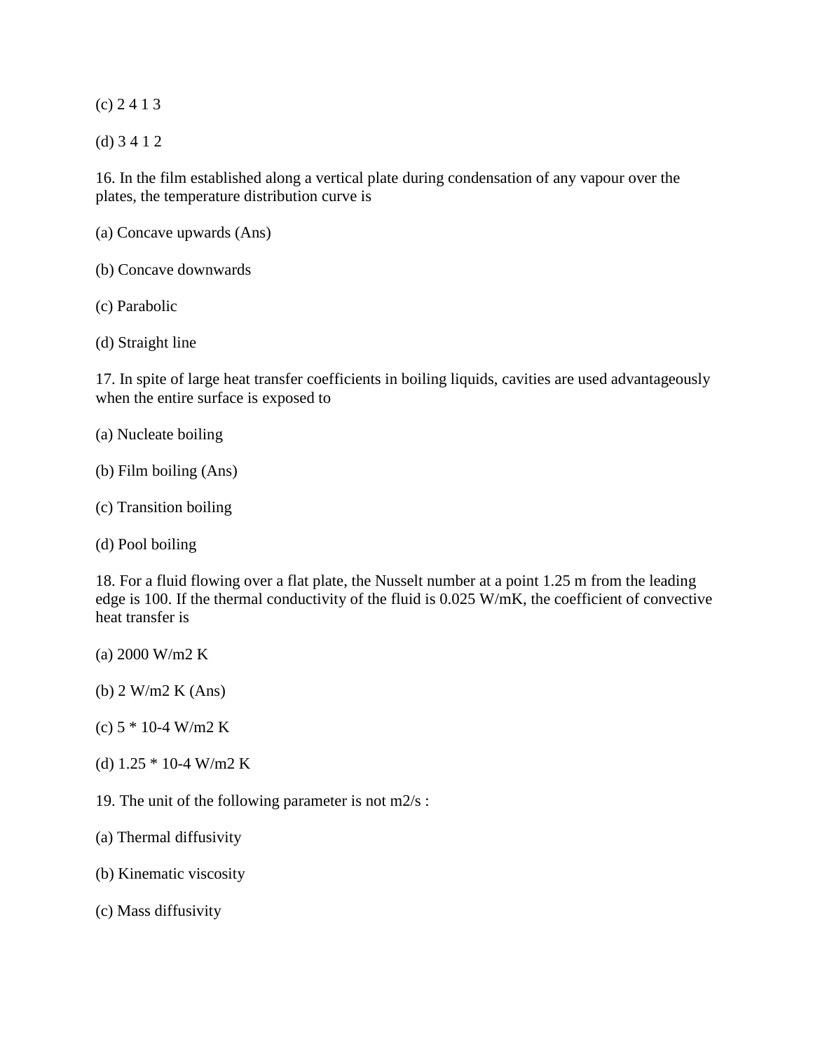(c) 2 4 1 3

(d) 3 4 1 2

16. In the film established along a vertical plate during condensation of any vapour over the plates, the temperature distribution curve is

(a) Concave upwards (Ans)

(b) Concave downwards

(c) Parabolic

(d) Straight line

17. In spite of large heat transfer coefficients in boiling liquids, cavities are used advantageously when the entire surface is exposed to

(a) Nucleate boiling

(b) Film boiling (Ans)

(c) Transition boiling

(d) Pool boiling

18. For a fluid flowing over a flat plate, the Nusselt number at a point 1.25 m from the leading edge is 100. If the thermal conductivity of the fluid is 0.025 W/mK, the coefficient of convective heat transfer is

(a) 2000 $W/m^2 K$

(b) 2 $W/m^2 K$ (Ans)

(c) $5 * 10^{-4}$ $W/m^2 K$

(d) $1.25 * 10^{-4}$ $W/m^2 K$

19. The unit of the following parameter is not $m^2/s$ :

(a) Thermal diffusivity

(b) Kinematic viscosity

(c) Mass diffusivity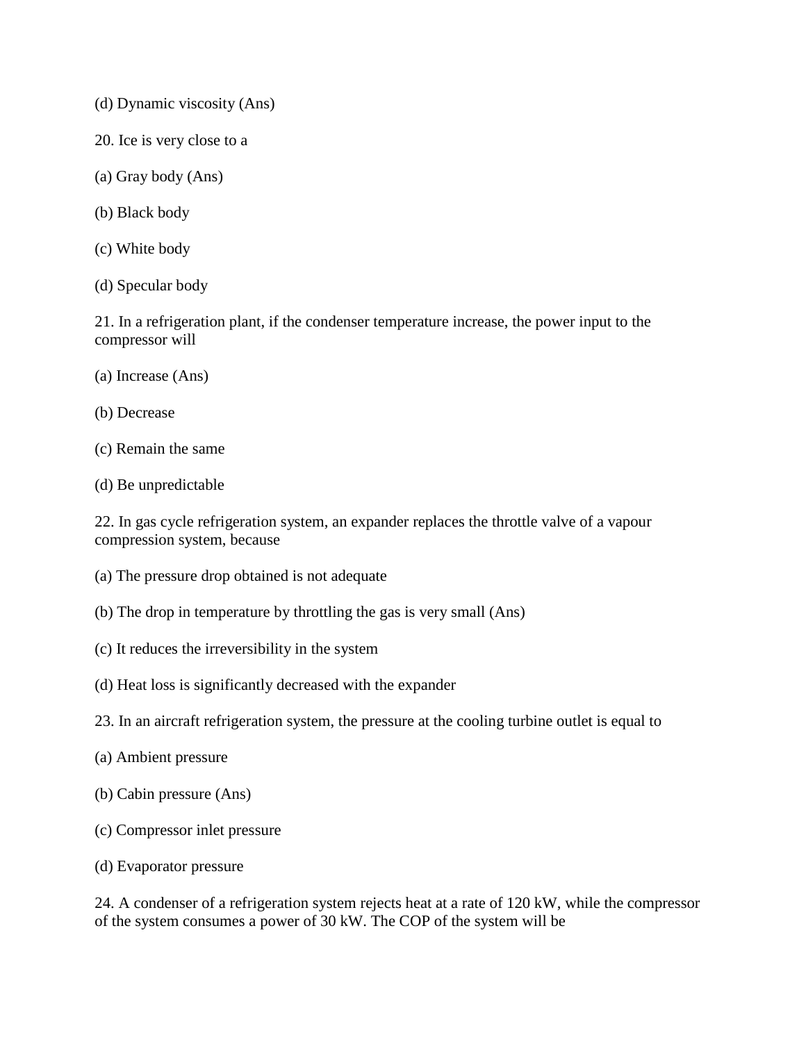(d) Dynamic viscosity (Ans)

20. Ice is very close to a

(a) Gray body (Ans)

(b) Black body

(c) White body

(d) Specular body

21. In a refrigeration plant, if the condenser temperature increase, the power input to the compressor will

(a) Increase (Ans)

(b) Decrease

(c) Remain the same

(d) Be unpredictable

22. In gas cycle refrigeration system, an expander replaces the throttle valve of a vapour compression system, because

(a) The pressure drop obtained is not adequate

(b) The drop in temperature by throttling the gas is very small (Ans)

(c) It reduces the irreversibility in the system

(d) Heat loss is significantly decreased with the expander

23. In an aircraft refrigeration system, the pressure at the cooling turbine outlet is equal to

(a) Ambient pressure

(b) Cabin pressure (Ans)

(c) Compressor inlet pressure

(d) Evaporator pressure

24. A condenser of a refrigeration system rejects heat at a rate of 120 kW, while the compressor of the system consumes a power of 30 kW. The COP of the system will be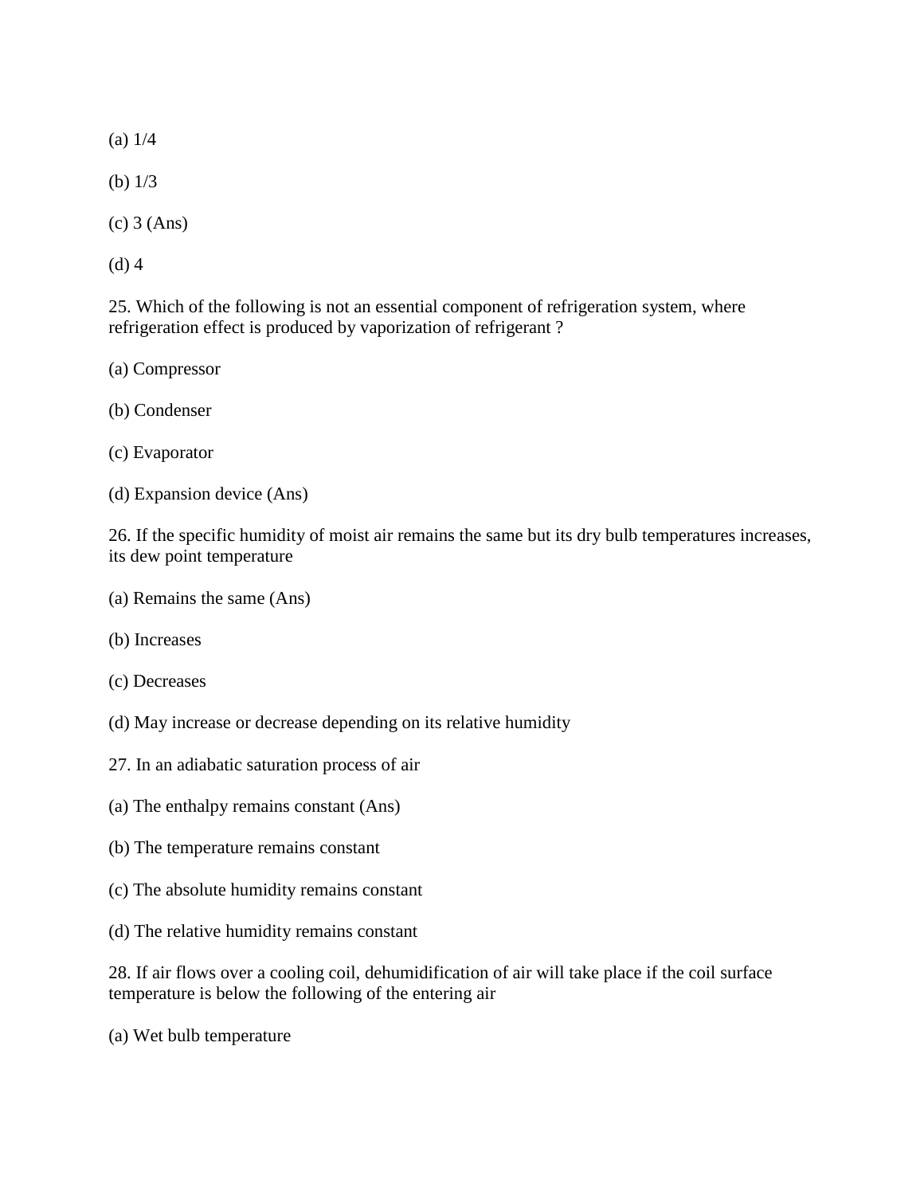(a) 1/4

(b) 1/3

(c) 3 (Ans)

(d) 4

25. Which of the following is not an essential component of refrigeration system, where refrigeration effect is produced by vaporization of refrigerant ?

(a) Compressor

(b) Condenser

(c) Evaporator

(d) Expansion device (Ans)

26. If the specific humidity of moist air remains the same but its dry bulb temperatures increases, its dew point temperature

(a) Remains the same (Ans)

(b) Increases

(c) Decreases

(d) May increase or decrease depending on its relative humidity

27. In an adiabatic saturation process of air

(a) The enthalpy remains constant (Ans)

(b) The temperature remains constant

(c) The absolute humidity remains constant

(d) The relative humidity remains constant

28. If air flows over a cooling coil, dehumidification of air will take place if the coil surface temperature is below the following of the entering air

(a) Wet bulb temperature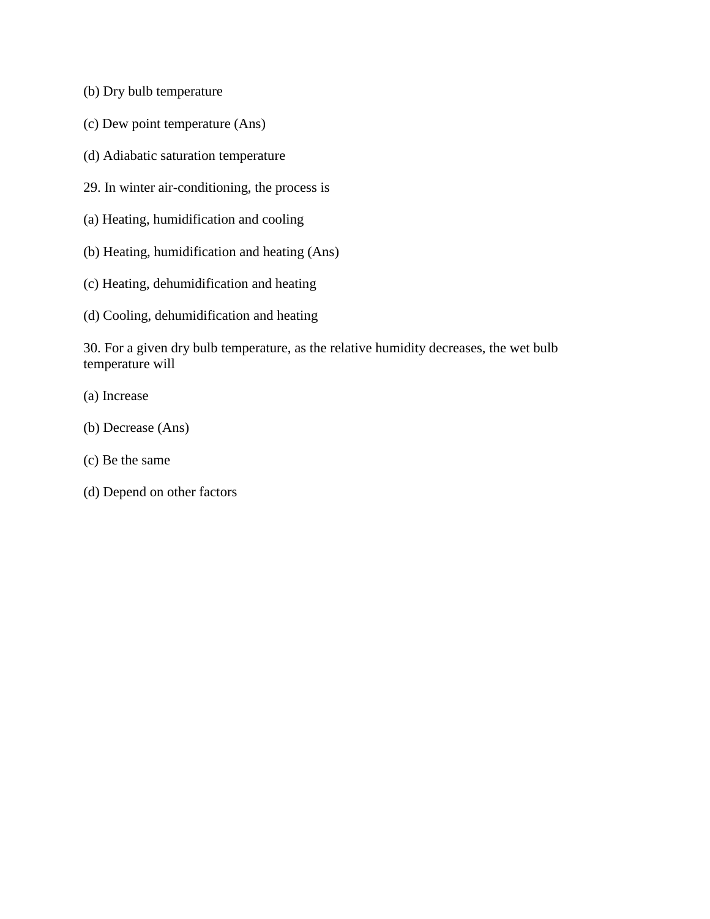(b) Dry bulb temperature

(c) Dew point temperature (Ans)

(d) Adiabatic saturation temperature

29. In winter air-conditioning, the process is

(a) Heating, humidification and cooling

(b) Heating, humidification and heating (Ans)

(c) Heating, dehumidification and heating

(d) Cooling, dehumidification and heating

30. For a given dry bulb temperature, as the relative humidity decreases, the wet bulb temperature will

(a) Increase

(b) Decrease (Ans)

(c) Be the same

(d) Depend on other factors